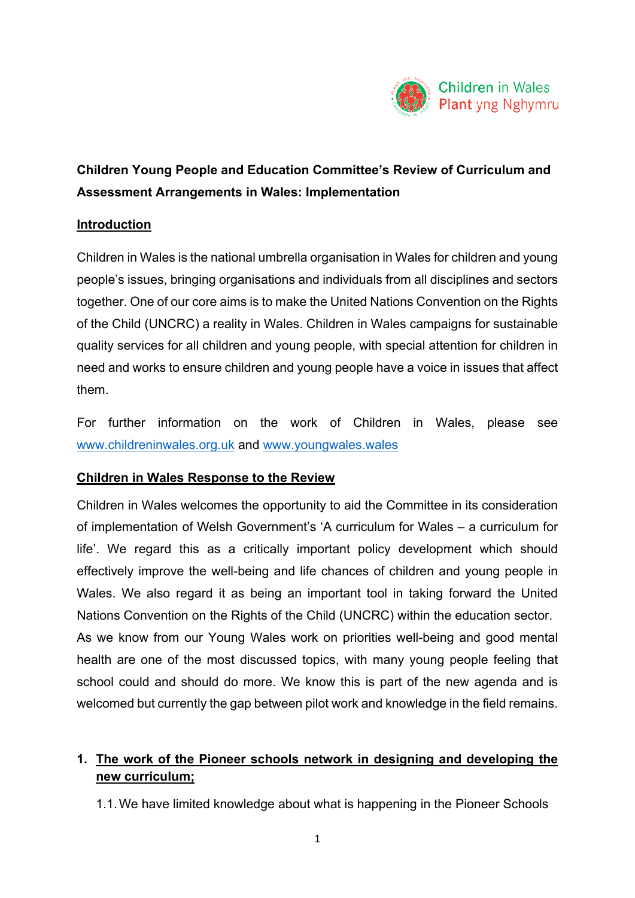Children in Wales
Plant yng Nghymru

**Children Young People and Education Committee's Review of Curriculum and Assessment Arrangements in Wales: Implementation**

## Introduction

Children in Wales is the national umbrella organisation in Wales for children and young people's issues, bringing organisations and individuals from all disciplines and sectors together. One of our core aims is to make the United Nations Convention on the Rights of the Child (UNCRC) a reality in Wales. Children in Wales campaigns for sustainable quality services for all children and young people, with special attention for children in need and works to ensure children and young people have a voice in issues that affect them.

For further information on the work of Children in Wales, please see www.childreninwales.org.uk and www.youngwales.wales

## Children in Wales Response to the Review

Children in Wales welcomes the opportunity to aid the Committee in its consideration of implementation of Welsh Government's 'A curriculum for Wales – a curriculum for life'. We regard this as a critically important policy development which should effectively improve the well-being and life chances of children and young people in Wales. We also regard it as being an important tool in taking forward the United Nations Convention on the Rights of the Child (UNCRC) within the education sector.
As we know from our Young Wales work on priorities well-being and good mental health are one of the most discussed topics, with many young people feeling that school could and should do more. We know this is part of the new agenda and is welcomed but currently the gap between pilot work and knowledge in the field remains.

## 1. The work of the Pioneer schools network in designing and developing the new curriculum;

1.1. We have limited knowledge about what is happening in the Pioneer Schools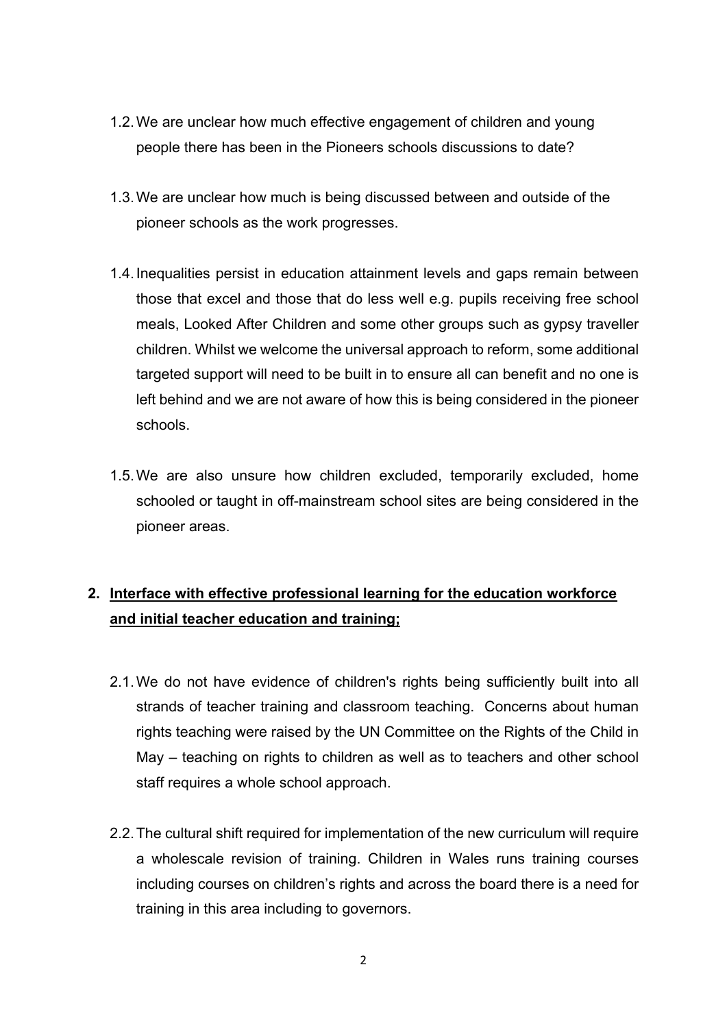1.2. We are unclear how much effective engagement of children and young people there has been in the Pioneers schools discussions to date?

1.3. We are unclear how much is being discussed between and outside of the pioneer schools as the work progresses.

1.4. Inequalities persist in education attainment levels and gaps remain between those that excel and those that do less well e.g. pupils receiving free school meals, Looked After Children and some other groups such as gypsy traveller children. Whilst we welcome the universal approach to reform, some additional targeted support will need to be built in to ensure all can benefit and no one is left behind and we are not aware of how this is being considered in the pioneer schools.

1.5. We are also unsure how children excluded, temporarily excluded, home schooled or taught in off-mainstream school sites are being considered in the pioneer areas.

## 2. <u>Interface with effective professional learning for the education workforce and initial teacher education and training;</u>

2.1. We do not have evidence of children's rights being sufficiently built into all strands of teacher training and classroom teaching. Concerns about human rights teaching were raised by the UN Committee on the Rights of the Child in May – teaching on rights to children as well as to teachers and other school staff requires a whole school approach.

2.2. The cultural shift required for implementation of the new curriculum will require a wholescale revision of training. Children in Wales runs training courses including courses on children's rights and across the board there is a need for training in this area including to governors.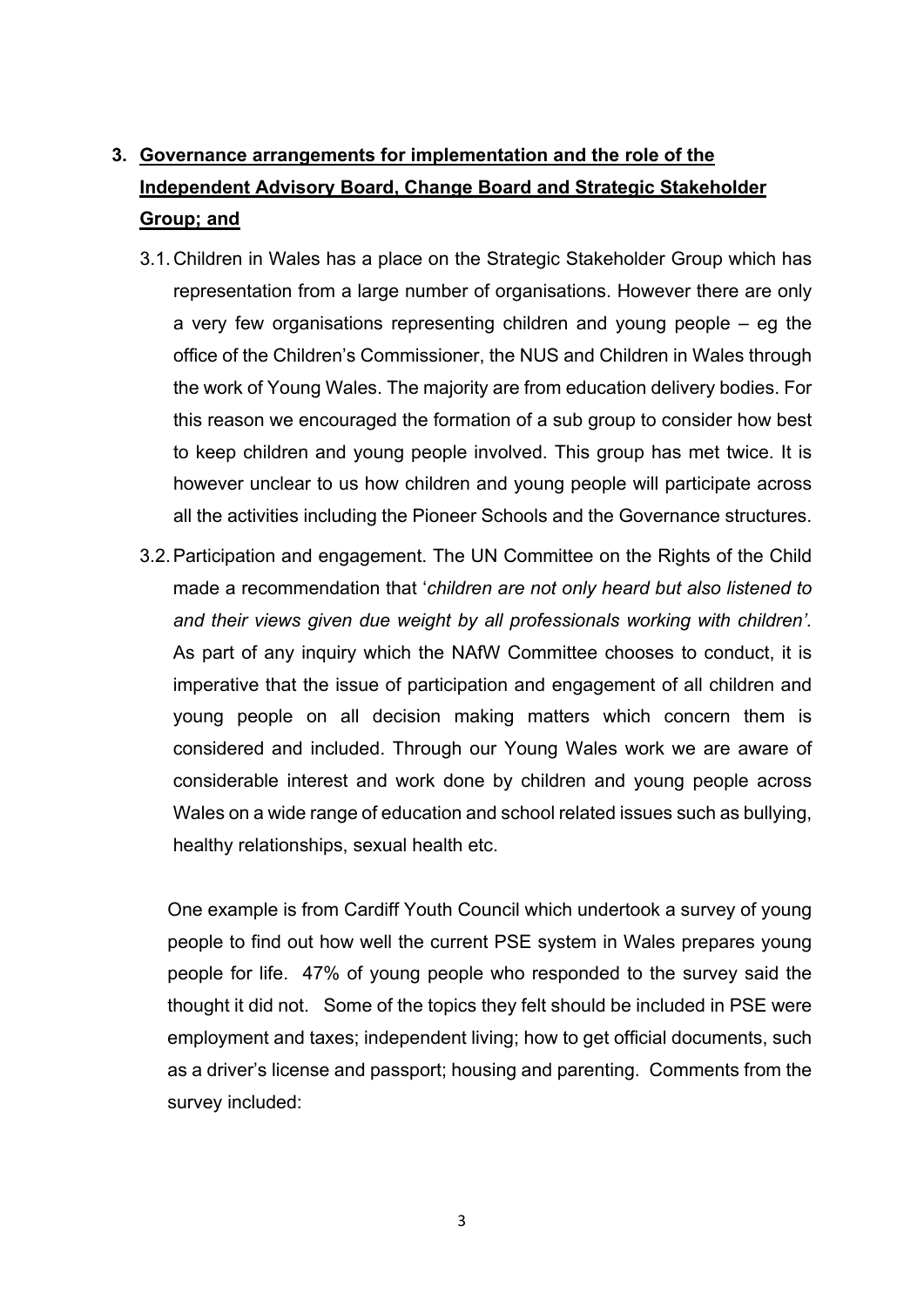3. **Governance arrangements for implementation and the role of the Independent Advisory Board, Change Board and Strategic Stakeholder Group; and**

   3.1. Children in Wales has a place on the Strategic Stakeholder Group which has representation from a large number of organisations. However there are only a very few organisations representing children and young people – eg the office of the Children's Commissioner, the NUS and Children in Wales through the work of Young Wales. The majority are from education delivery bodies. For this reason we encouraged the formation of a sub group to consider how best to keep children and young people involved. This group has met twice. It is however unclear to us how children and young people will participate across all the activities including the Pioneer Schools and the Governance structures.

   3.2. Participation and engagement. The UN Committee on the Rights of the Child made a recommendation that '*children are not only heard but also listened to and their views given due weight by all professionals working with children'*. As part of any inquiry which the NAfW Committee chooses to conduct, it is imperative that the issue of participation and engagement of all children and young people on all decision making matters which concern them is considered and included. Through our Young Wales work we are aware of considerable interest and work done by children and young people across Wales on a wide range of education and school related issues such as bullying, healthy relationships, sexual health etc.

   One example is from Cardiff Youth Council which undertook a survey of young people to find out how well the current PSE system in Wales prepares young people for life. 47% of young people who responded to the survey said the thought it did not. Some of the topics they felt should be included in PSE were employment and taxes; independent living; how to get official documents, such as a driver's license and passport; housing and parenting. Comments from the survey included: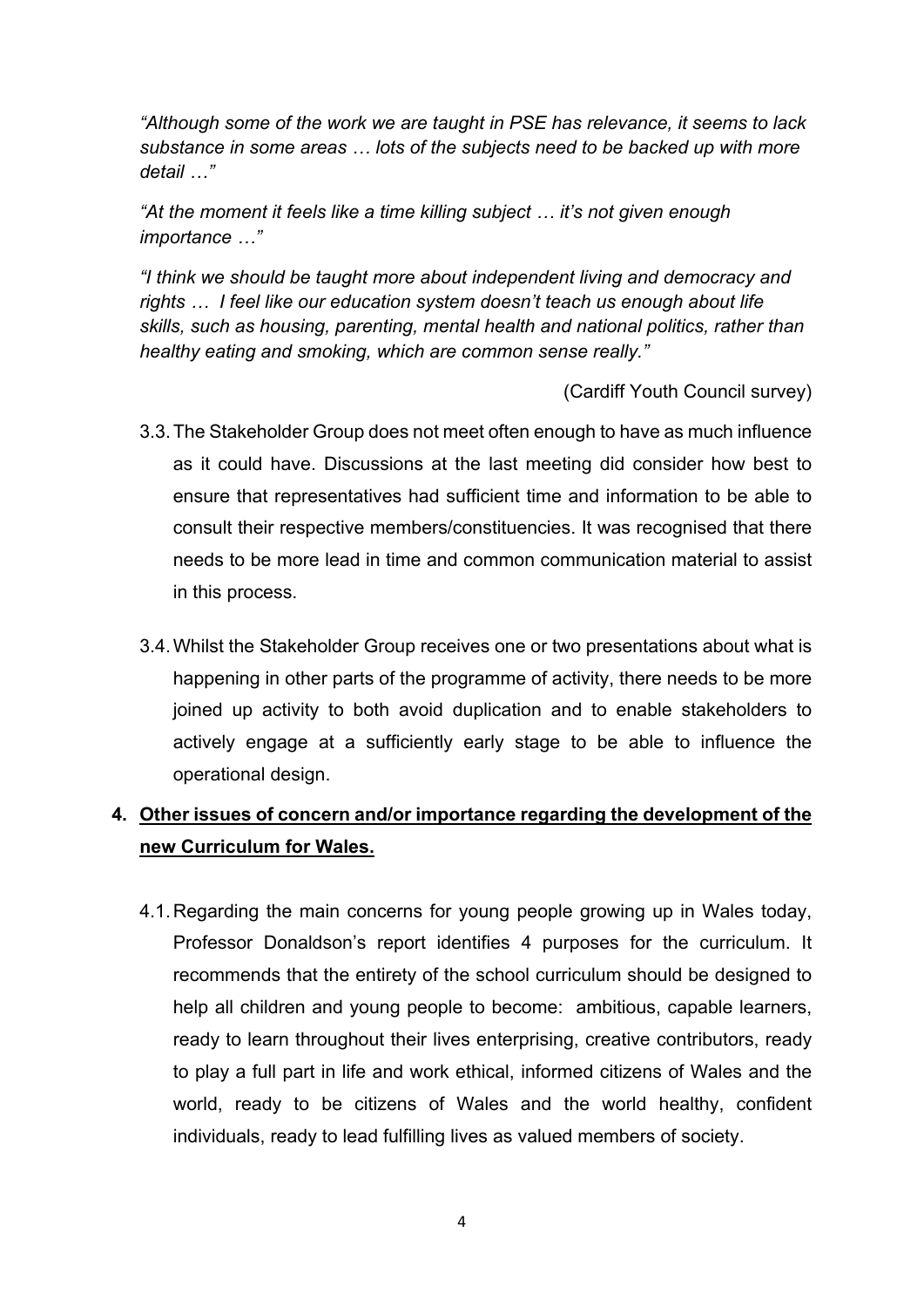*"Although some of the work we are taught in PSE has relevance, it seems to lack substance in some areas … lots of the subjects need to be backed up with more detail …"*

*"At the moment it feels like a time killing subject … it's not given enough importance …"*

*"I think we should be taught more about independent living and democracy and rights … I feel like our education system doesn't teach us enough about life skills, such as housing, parenting, mental health and national politics, rather than healthy eating and smoking, which are common sense really."*

(Cardiff Youth Council survey)

3.3. The Stakeholder Group does not meet often enough to have as much influence as it could have. Discussions at the last meeting did consider how best to ensure that representatives had sufficient time and information to be able to consult their respective members/constituencies. It was recognised that there needs to be more lead in time and common communication material to assist in this process.

3.4. Whilst the Stakeholder Group receives one or two presentations about what is happening in other parts of the programme of activity, there needs to be more joined up activity to both avoid duplication and to enable stakeholders to actively engage at a sufficiently early stage to be able to influence the operational design.

## 4. <u>Other issues of concern and/or importance regarding the development of the new Curriculum for Wales.</u>

4.1. Regarding the main concerns for young people growing up in Wales today, Professor Donaldson's report identifies 4 purposes for the curriculum. It recommends that the entirety of the school curriculum should be designed to help all children and young people to become: ambitious, capable learners, ready to learn throughout their lives enterprising, creative contributors, ready to play a full part in life and work ethical, informed citizens of Wales and the world, ready to be citizens of Wales and the world healthy, confident individuals, ready to lead fulfilling lives as valued members of society.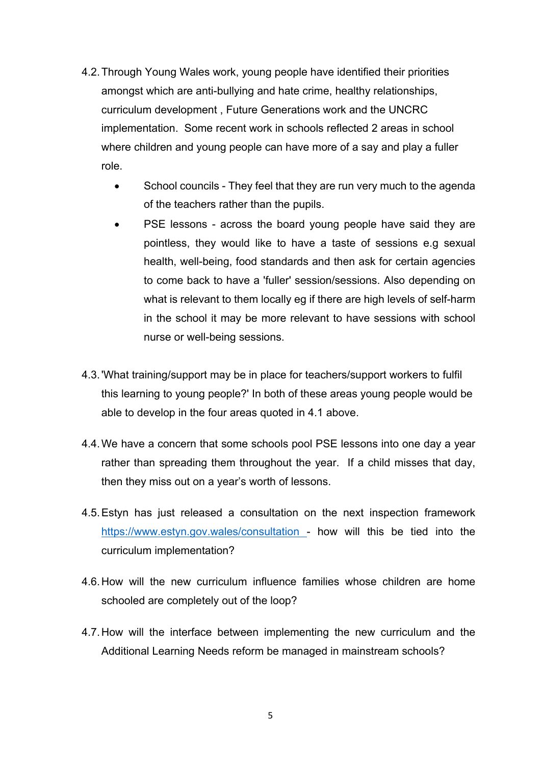4.2. Through Young Wales work, young people have identified their priorities amongst which are anti-bullying and hate crime, healthy relationships, curriculum development , Future Generations work and the UNCRC implementation. Some recent work in schools reflected 2 areas in school where children and young people can have more of a say and play a fuller role.

- School councils - They feel that they are run very much to the agenda of the teachers rather than the pupils.
- PSE lessons - across the board young people have said they are pointless, they would like to have a taste of sessions e.g sexual health, well-being, food standards and then ask for certain agencies to come back to have a 'fuller' session/sessions. Also depending on what is relevant to them locally eg if there are high levels of self-harm in the school it may be more relevant to have sessions with school nurse or well-being sessions.

4.3. 'What training/support may be in place for teachers/support workers to fulfil this learning to young people?' In both of these areas young people would be able to develop in the four areas quoted in 4.1 above.

4.4. We have a concern that some schools pool PSE lessons into one day a year rather than spreading them throughout the year. If a child misses that day, then they miss out on a year's worth of lessons.

4.5. Estyn has just released a consultation on the next inspection framework [https://www.estyn.gov.wales/consultation](https://www.estyn.gov.wales/consultation) - how will this be tied into the curriculum implementation?

4.6. How will the new curriculum influence families whose children are home schooled are completely out of the loop?

4.7. How will the interface between implementing the new curriculum and the Additional Learning Needs reform be managed in mainstream schools?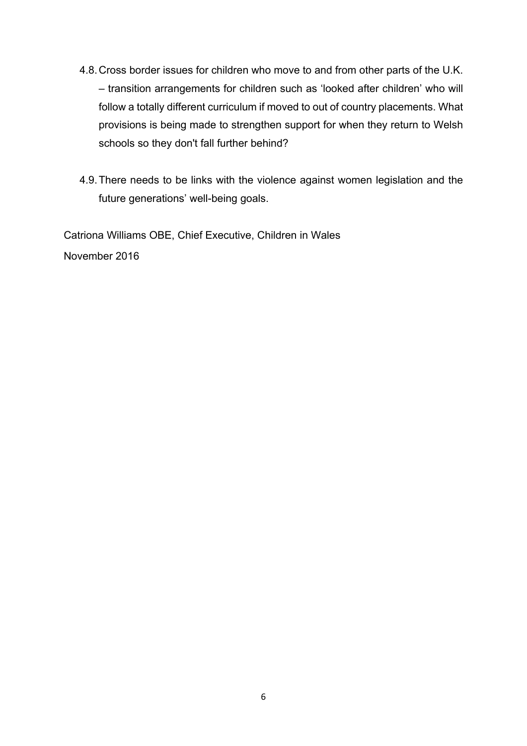4.8. Cross border issues for children who move to and from other parts of the U.K. – transition arrangements for children such as 'looked after children' who will follow a totally different curriculum if moved to out of country placements. What provisions is being made to strengthen support for when they return to Welsh schools so they don't fall further behind?

4.9. There needs to be links with the violence against women legislation and the future generations' well-being goals.

Catriona Williams OBE, Chief Executive, Children in Wales
November 2016